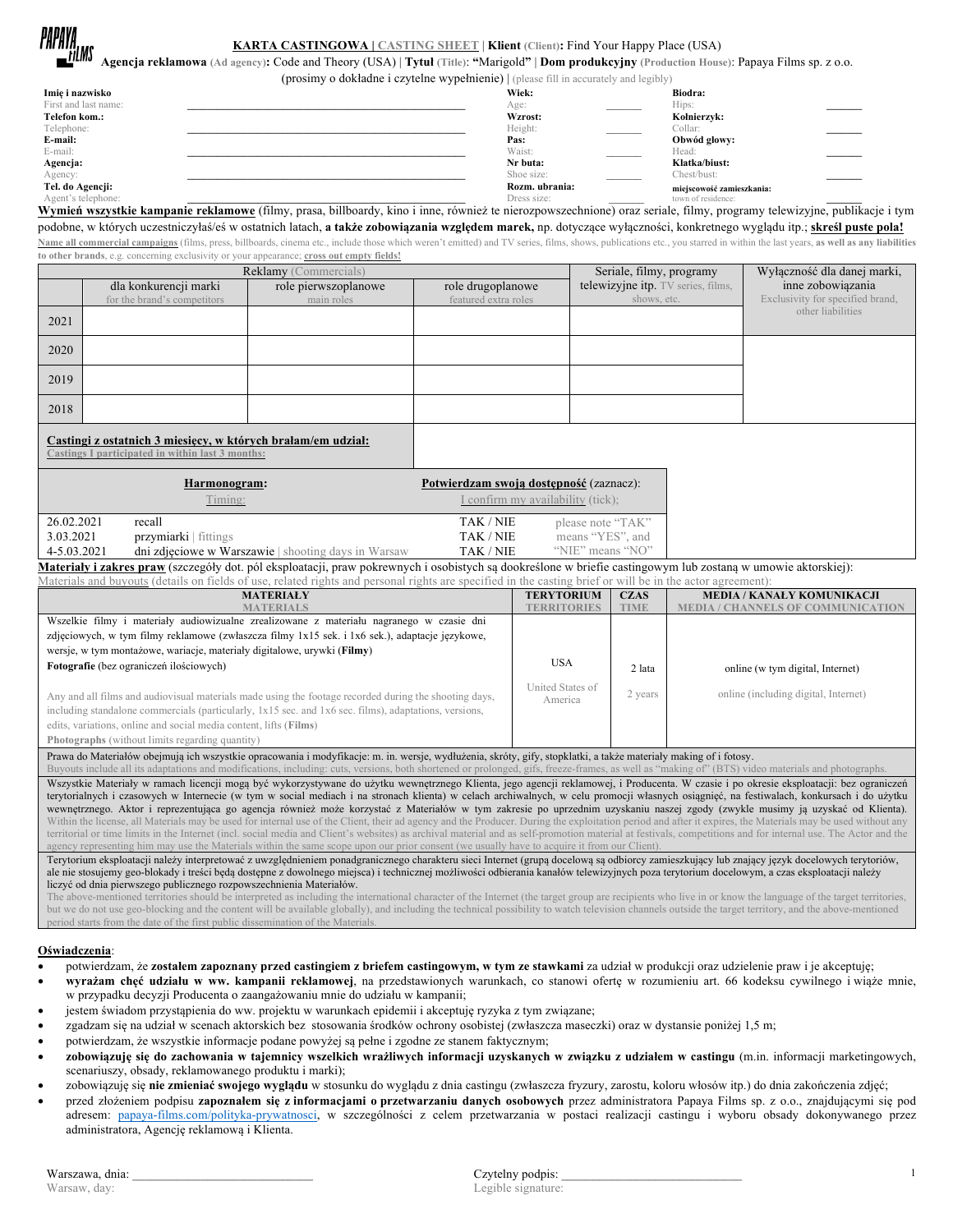PAPAYA FILMS

**KARTA CASTINGOWA | CASTING SHEET** | **Klient** (Client)**:** Find Your Happy Place (USA)

**Agencja reklamowa** (Ad agency)**:** Code and Theory (USA) | **Tytuł** (Title): **"**Marigold**"** | **Dom produkcyjny** (Production House): Papaya Films sp. z o.o.

(prosimy o dokładne i czytelne wypełnienie) | (please fill in accurately and legibly)

| | | | | | |
|---|---|---|---|---|---|
| **Imię i nazwisko** First and last name: | ______________________ | **Wiek:** Age: | ______ | **Biodra:** Hips: | ______ |
| **Telefon kom.:** Telephone: | ______________________ | **Wzrost:** Height: | ______ | **Kołnierzyk:** Collar: | ______ |
| **E-mail:** E-mail: | ______________________ | **Pas:** Waist: | ______ | **Obwód głowy:** Head: | ______ |
| **Agencja:** Agency: | ______________________ | **Nr buta:** Shoe size: | ______ | **Klatka/biust:** Chest/bust: | ______ |
| **Tel. do Agencji:** Agent's telephone: | ______________________ | **Rozm. ubrania:** Dress size: | ______ | **miejscowość zamieszkania:** town of residence: | ______ |

**Wymień wszystkie kampanie reklamowe** (filmy, prasa, billboardy, kino i inne, również te nierozpowszechnione) oraz seriale, filmy, programy telewizyjne, publikacje i tym podobne, w których uczestniczyłaś/eś w ostatnich latach, **a także zobowiązania względem marek,** np. dotyczące wyłączności, konkretnego wyglądu itp.; **skreśl puste pola!**

**Name all commercial campaigns** (films, press, billboards, cinema etc., include those which weren't emitted) and TV series, films, shows, publications etc., you starred in within the last years, **as well as any liabilities to other brands**, e.g. concerning exclusivity or your appearance; **cross out empty fields!**

| | Reklamy (Commercials) | | | Seriale, filmy, programy telewizyjne itp. TV series, films, shows, etc. | Wyłączność dla danej marki, inne zobowiązania Exclusivity for specified brand, other liabilities |
|---|---|---|---|---|---|
| | dla konkurencji marki for the brand's competitors | role pierwszoplanowe main roles | role drugoplanowe featured extra roles | | |
| 2021 | | | | | |
| 2020 | | | | | |
| 2019 | | | | | |
| 2018 | | | | | |

**Castingi z ostatnich 3 miesięcy, w których brałam/em udział:**
Castings I participated in within last 3 months:

| **Harmonogram:** Timing: | | **Potwierdzam swoją dostępność** (zaznacz): I confirm my availability (tick); | |
|---|---|---|---|
| 26.02.2021 | recall | TAK / NIE | please note "TAK" means "YES", and "NIE" means "NO" |
| 3.03.2021 | przymiarki \| fittings | TAK / NIE | |
| 4-5.03.2021 | dni zdjęciowe w Warszawie \| shooting days in Warsaw | TAK / NIE | |

**Materiały i zakres praw** (szczegóły dot. pól eksploatacji, praw pokrewnych i osobistych są dookreślone w briefie castingowym lub zostaną w umowie aktorskiej):
Materials and buyouts (details on fields of use, related rights and personal rights are specified in the casting brief or will be in the actor agreement):

| **MATERIAŁY** MATERIALS | **TERYTORIUM** TERRITORIES | **CZAS** TIME | **MEDIA / KANAŁY KOMUNIKACJI** MEDIA / CHANNELS OF COMMUNICATION |
|---|---|---|---|
| Wszelkie filmy i materiały audiowizualne zrealizowane z materiału nagranego w czasie dni zdjęciowych, w tym filmy reklamowe (zwłaszcza filmy 1x15 sek. i 1x6 sek.), adaptacje językowe, wersje, w tym montażowe, wariacje, materiały digitalowe, urywki (**Filmy**) **Fotografie** (bez ograniczeń ilościowych) Any and all films and audiovisual materials made using the footage recorded during the shooting days, including standalone commercials (particularly, 1x15 sec. and 1x6 sec. films), adaptations, versions, edits, variations, online and social media content, lifts (**Films**) **Photographs** (without limits regarding quantity) | USA United States of America | 2 lata 2 years | online (w tym digital, Internet) online (including digital, Internet) |

Prawa do Materiałów obejmują ich wszystkie opracowania i modyfikacje: m. in. wersje, wydłużenia, skróty, gify, stopklatki, a także materiały making of i fotosy.
Buyouts include all its adaptations and modifications, including: cuts, versions, both shortened or prolonged, gifs, freeze-frames, as well as "making of" (BTS) video materials and photographs.

Wszystkie Materiały w ramach licencji mogą być wykorzystywane do użytku wewnętrznego Klienta, jego agencji reklamowej, i Producenta. W czasie i po okresie eksploatacji: bez ograniczeń terytorialnych i czasowych w Internecie (w tym w social mediach i na stronach klienta) w celach archiwalnych, w celu promocji własnych osiągnięć, na festiwalach, konkursach i do użytku wewnętrznego. Aktor i reprezentująca go agencja również może korzystać z Materiałów w tym zakresie po uprzednim uzyskaniu naszej zgody (zwykle musimy ją uzyskać od Klienta).
Within the license, all Materials may be used for internal use of the Client, their ad agency and the Producer. During the exploitation period and after it expires, the Materials may be used without any territorial or time limits in the Internet (incl. social media and Client's websites) as archival material and as self-promotion material at festivals, competitions and for internal use. The Actor and the agency representing him may use the Materials within the same scope upon our prior consent (we usually have to acquire it from our Client).

Terytorium eksploatacji należy interpretować z uwzględnieniem ponadgranicznego charakteru sieci Internet (grupą docelową są odbiorcy zamieszkujący lub znający język docelowych terytoriów, ale nie stosujemy geo-blokady i treści będą dostępne z dowolnego miejsca) i technicznej możliwości odbierania kanałów telewizyjnych poza terytorium docelowym, a czas eksploatacji należy liczyć od dnia pierwszego publicznego rozpowszechnienia Materiałów.
The above-mentioned territories should be interpreted as including the international character of the Internet (the target group are recipients who live in or know the language of the target territories, but we do not use geo-blocking and the content will be available globally), and including the technical possibility to watch television channels outside the target territory, and the above-mentioned period starts from the date of the first public dissemination of the Materials.

**Oświadczenia**:

- potwierdzam, że **zostałem zapoznany przed castingiem z briefem castingowym, w tym ze stawkami** za udział w produkcji oraz udzielenie praw i je akceptuję;
- **wyrażam chęć udziału w ww. kampanii reklamowej**, na przedstawionych warunkach, co stanowi ofertę w rozumieniu art. 66 kodeksu cywilnego i wiąże mnie, w przypadku decyzji Producenta o zaangażowaniu mnie do udziału w kampanii;
- jestem świadom przystąpienia do ww. projektu w warunkach epidemii i akceptuję ryzyka z tym związane;
- zgadzam się na udział w scenach aktorskich bez stosowania środków ochrony osobistej (zwłaszcza maseczki) oraz w dystansie poniżej 1,5 m;
- potwierdzam, że wszystkie informacje podane powyżej są pełne i zgodne ze stanem faktycznym;
- **zobowiązuję się do zachowania w tajemnicy wszelkich wrażliwych informacji uzyskanych w związku z udziałem w castingu** (m.in. informacji marketingowych, scenariuszy, obsady, reklamowanego produktu i marki);
- zobowiązuję się **nie zmieniać swojego wyglądu** w stosunku do wyglądu z dnia castingu (zwłaszcza fryzury, zarostu, koloru włosów itp.) do dnia zakończenia zdjęć;
- przed złożeniem podpisu **zapoznałem się z informacjami o przetwarzaniu danych osobowych** przez administratora Papaya Films sp. z o.o., znajdującymi się pod adresem: papaya-films.com/polityka-prywatnosci, w szczególności z celem przetwarzania w postaci realizacji castingu i wyboru obsady dokonywanego przez administratora, Agencję reklamową i Klienta.

Warszawa, dnia: ____________________________ Czytelny podpis: ____________________________
Warsaw, day: Legible signature: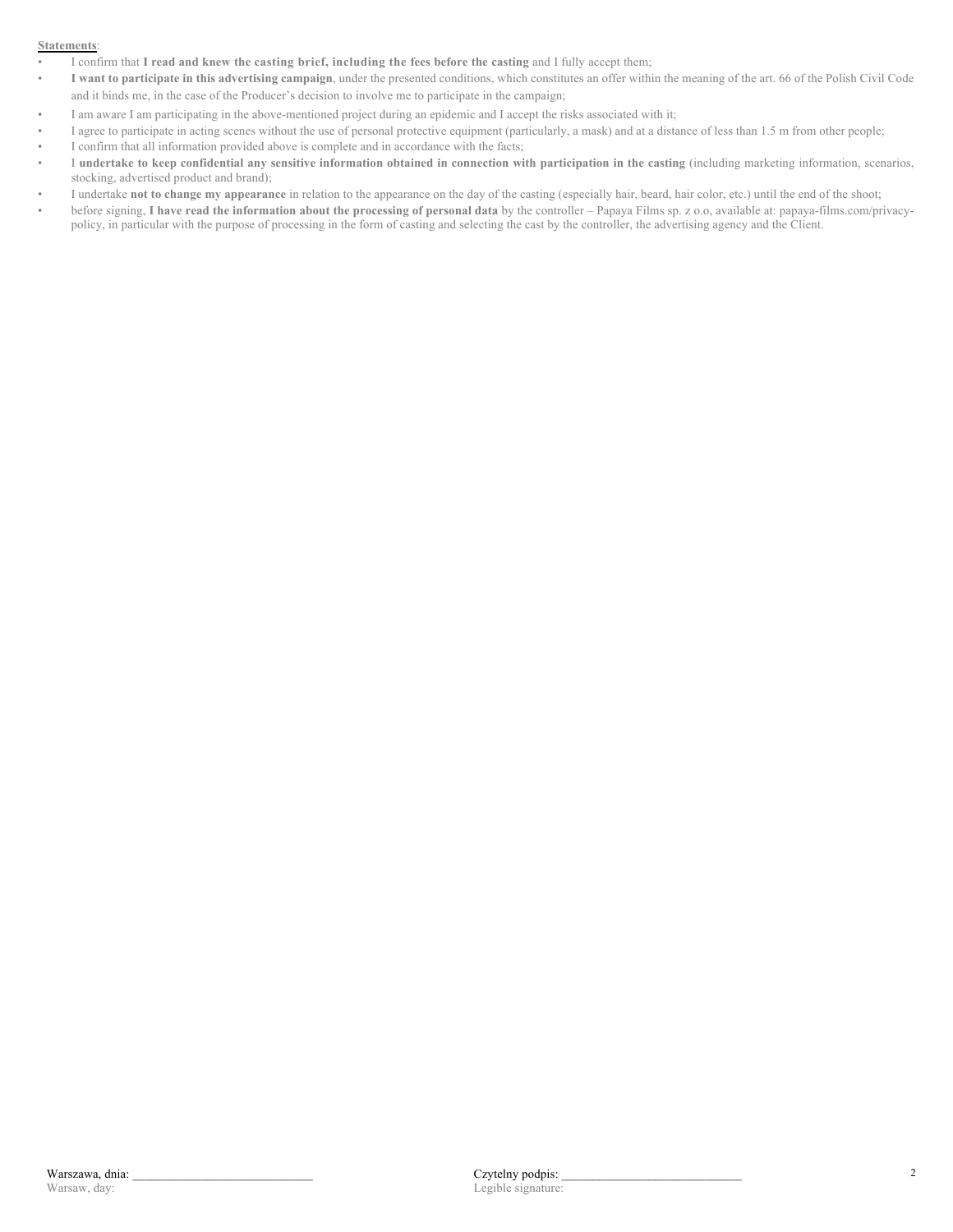**Statements**:

- I confirm that **I read and knew the casting brief, including the fees before the casting** and I fully accept them;
- **I want to participate in this advertising campaign**, under the presented conditions, which constitutes an offer within the meaning of the art. 66 of the Polish Civil Code and it binds me, in the case of the Producer's decision to involve me to participate in the campaign;
- I am aware I am participating in the above-mentioned project during an epidemic and I accept the risks associated with it;
- I agree to participate in acting scenes without the use of personal protective equipment (particularly, a mask) and at a distance of less than 1.5 m from other people;
- I confirm that all information provided above is complete and in accordance with the facts;
- I **undertake to keep confidential any sensitive information obtained in connection with participation in the casting** (including marketing information, scenarios, stocking, advertised product and brand);
- I undertake **not to change my appearance** in relation to the appearance on the day of the casting (especially hair, beard, hair color, etc.) until the end of the shoot;
- before signing, **I have read the information about the processing of personal data** by the controller – Papaya Films sp. z o.o, available at: papaya-films.com/privacy-policy, in particular with the purpose of processing in the form of casting and selecting the cast by the controller, the advertising agency and the Client.

Warszawa, dnia: ____________________________
Warsaw, day:

Czytelny podpis: ____________________________
Legible signature: